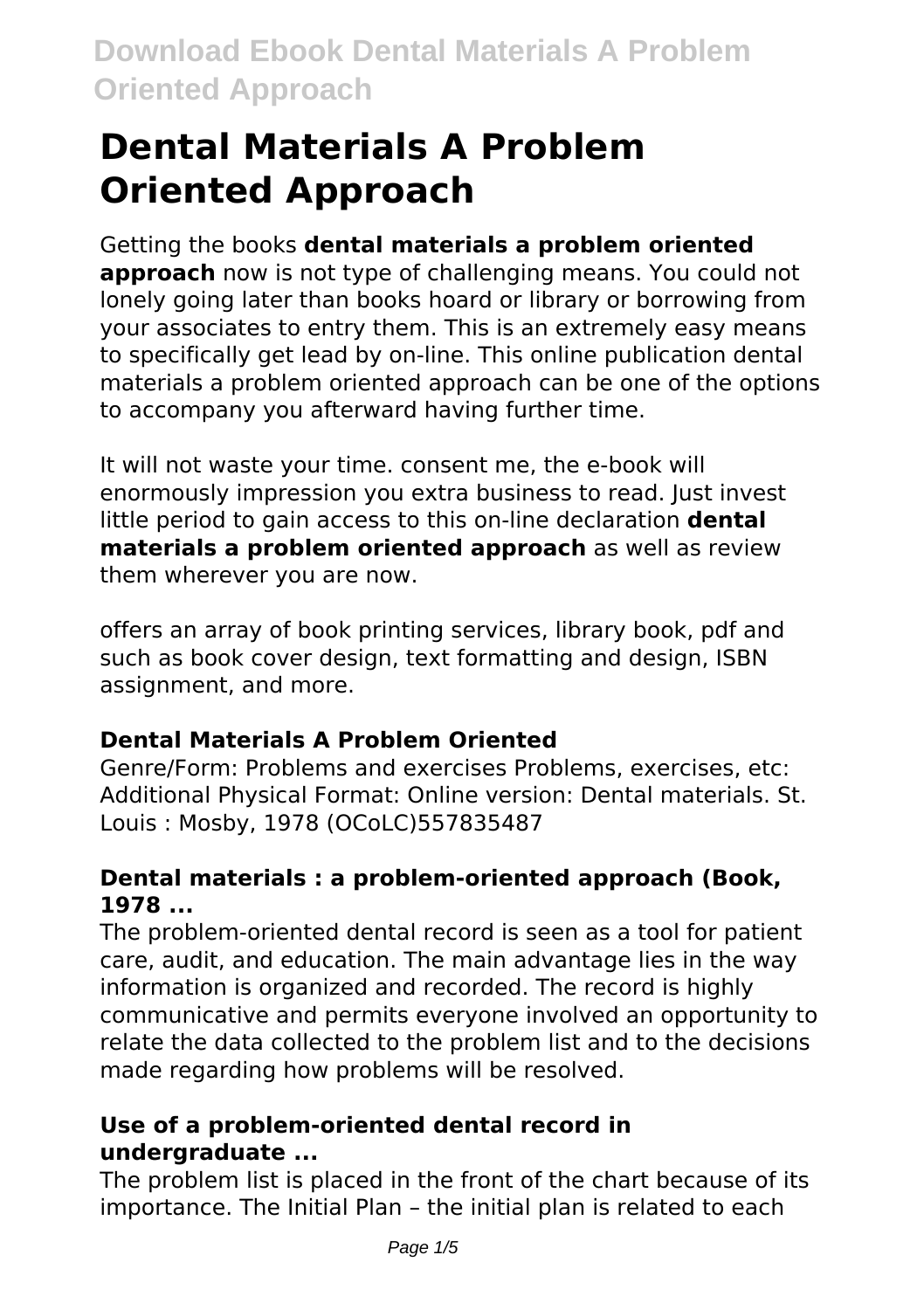# Dental Materials A Problem Oriented Approach

Getting the books **dental materials a problem oriented approach** now is not type of challenging means. You could not lonely going later than books hoard or library or borrowing from your associates to entry them. This is an extremely easy means to specifically get lead by on-line. This online publication dental materials a problem oriented approach can be one of the options to accompany you afterward having further time.

It will not waste your time. consent me, the e-book will enormously impression you extra business to read. Just invest little period to gain access to this on-line declaration **dental materials a problem oriented approach** as well as review them wherever you are now.

offers an array of book printing services, library book, pdf and such as book cover design, text formatting and design, ISBN assignment, and more.

### Dental Materials A Problem Oriented

Genre/Form: Problems and exercises Problems, exercises, etc: Additional Physical Format: Online version: Dental materials. St. Louis : Mosby, 1978 (OCoLC)557835487

### Dental materials : a problem-oriented approach (Book, 1978 ...

The problem-oriented dental record is seen as a tool for patient care, audit, and education. The main advantage lies in the way information is organized and recorded. The record is highly communicative and permits everyone involved an opportunity to relate the data collected to the problem list and to the decisions made regarding how problems will be resolved.

### Use of a problem-oriented dental record in undergraduate ...

The problem list is placed in the front of the chart because of its importance. The Initial Plan – the initial plan is related to each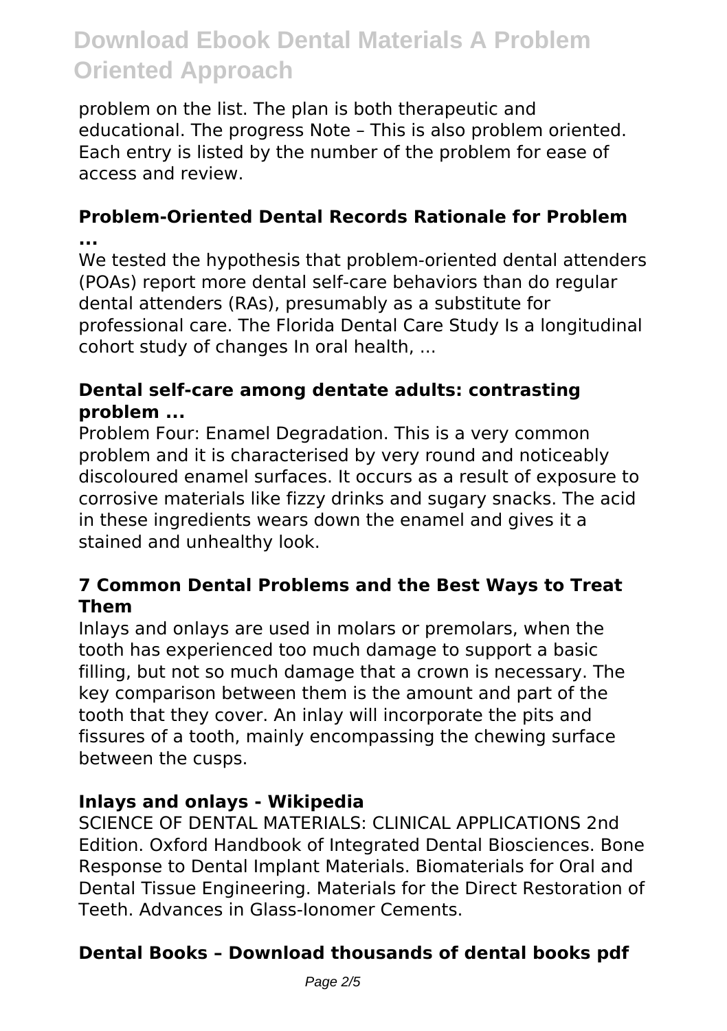problem on the list. The plan is both therapeutic and educational. The progress Note – This is also problem oriented. Each entry is listed by the number of the problem for ease of access and review.

### Problem-Oriented Dental Records Rationale for Problem ...

We tested the hypothesis that problem-oriented dental attenders (POAs) report more dental self-care behaviors than do regular dental attenders (RAs), presumably as a substitute for professional care. The Florida Dental Care Study Is a longitudinal cohort study of changes In oral health, ...

### Dental self-care among dentate adults: contrasting problem ...

Problem Four: Enamel Degradation. This is a very common problem and it is characterised by very round and noticeably discoloured enamel surfaces. It occurs as a result of exposure to corrosive materials like fizzy drinks and sugary snacks. The acid in these ingredients wears down the enamel and gives it a stained and unhealthy look.

### 7 Common Dental Problems and the Best Ways to Treat Them

Inlays and onlays are used in molars or premolars, when the tooth has experienced too much damage to support a basic filling, but not so much damage that a crown is necessary. The key comparison between them is the amount and part of the tooth that they cover. An inlay will incorporate the pits and fissures of a tooth, mainly encompassing the chewing surface between the cusps.

### Inlays and onlays - Wikipedia

SCIENCE OF DENTAL MATERIALS: CLINICAL APPLICATIONS 2nd Edition. Oxford Handbook of Integrated Dental Biosciences. Bone Response to Dental Implant Materials. Biomaterials for Oral and Dental Tissue Engineering. Materials for the Direct Restoration of Teeth. Advances in Glass-Ionomer Cements.

### Dental Books – Download thousands of dental books pdf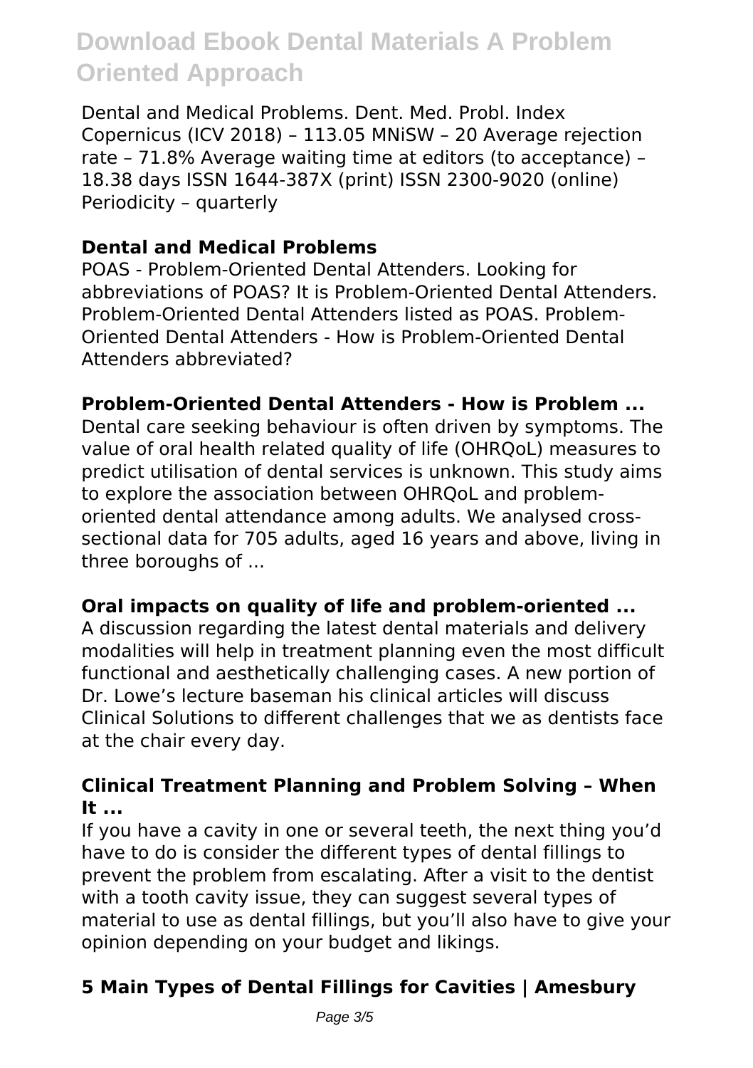Dental and Medical Problems. Dent. Med. Probl. Index Copernicus (ICV 2018) – 113.05 MNiSW – 20 Average rejection rate – 71.8% Average waiting time at editors (to acceptance) – 18.38 days ISSN 1644-387X (print) ISSN 2300-9020 (online) Periodicity – quarterly

### Dental and Medical Problems

POAS - Problem-Oriented Dental Attenders. Looking for abbreviations of POAS? It is Problem-Oriented Dental Attenders. Problem-Oriented Dental Attenders listed as POAS. Problem-Oriented Dental Attenders - How is Problem-Oriented Dental Attenders abbreviated?

### Problem-Oriented Dental Attenders - How is Problem ...

Dental care seeking behaviour is often driven by symptoms. The value of oral health related quality of life (OHRQoL) measures to predict utilisation of dental services is unknown. This study aims to explore the association between OHRQoL and problem-oriented dental attendance among adults. We analysed cross-sectional data for 705 adults, aged 16 years and above, living in three boroughs of ...

### Oral impacts on quality of life and problem-oriented ...

A discussion regarding the latest dental materials and delivery modalities will help in treatment planning even the most difficult functional and aesthetically challenging cases. A new portion of Dr. Lowe's lecture baseman his clinical articles will discuss Clinical Solutions to different challenges that we as dentists face at the chair every day.

### Clinical Treatment Planning and Problem Solving – When It ...

If you have a cavity in one or several teeth, the next thing you'd have to do is consider the different types of dental fillings to prevent the problem from escalating. After a visit to the dentist with a tooth cavity issue, they can suggest several types of material to use as dental fillings, but you'll also have to give your opinion depending on your budget and likings.

### 5 Main Types of Dental Fillings for Cavities | Amesbury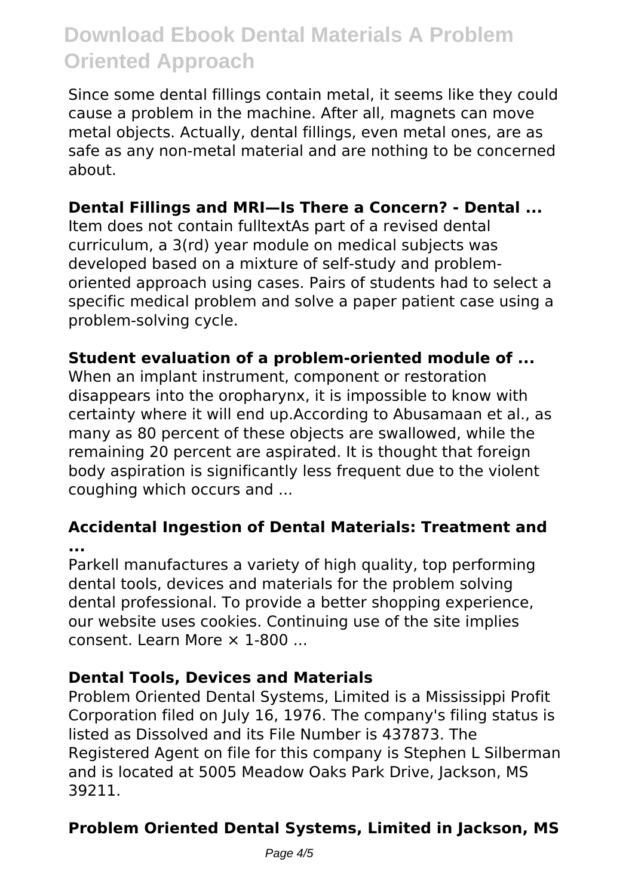Since some dental fillings contain metal, it seems like they could cause a problem in the machine. After all, magnets can move metal objects. Actually, dental fillings, even metal ones, are as safe as any non-metal material and are nothing to be concerned about.

**Dental Fillings and MRI—Is There a Concern? - Dental ...**

Item does not contain fulltextAs part of a revised dental curriculum, a 3(rd) year module on medical subjects was developed based on a mixture of self-study and problem-oriented approach using cases. Pairs of students had to select a specific medical problem and solve a paper patient case using a problem-solving cycle.

**Student evaluation of a problem-oriented module of ...**

When an implant instrument, component or restoration disappears into the oropharynx, it is impossible to know with certainty where it will end up.According to Abusamaan et al., as many as 80 percent of these objects are swallowed, while the remaining 20 percent are aspirated. It is thought that foreign body aspiration is significantly less frequent due to the violent coughing which occurs and ...

**Accidental Ingestion of Dental Materials: Treatment and ...**

Parkell manufactures a variety of high quality, top performing dental tools, devices and materials for the problem solving dental professional. To provide a better shopping experience, our website uses cookies. Continuing use of the site implies consent. Learn More × 1-800 ...

**Dental Tools, Devices and Materials**

Problem Oriented Dental Systems, Limited is a Mississippi Profit Corporation filed on July 16, 1976. The company's filing status is listed as Dissolved and its File Number is 437873. The Registered Agent on file for this company is Stephen L Silberman and is located at 5005 Meadow Oaks Park Drive, Jackson, MS 39211.

**Problem Oriented Dental Systems, Limited in Jackson, MS**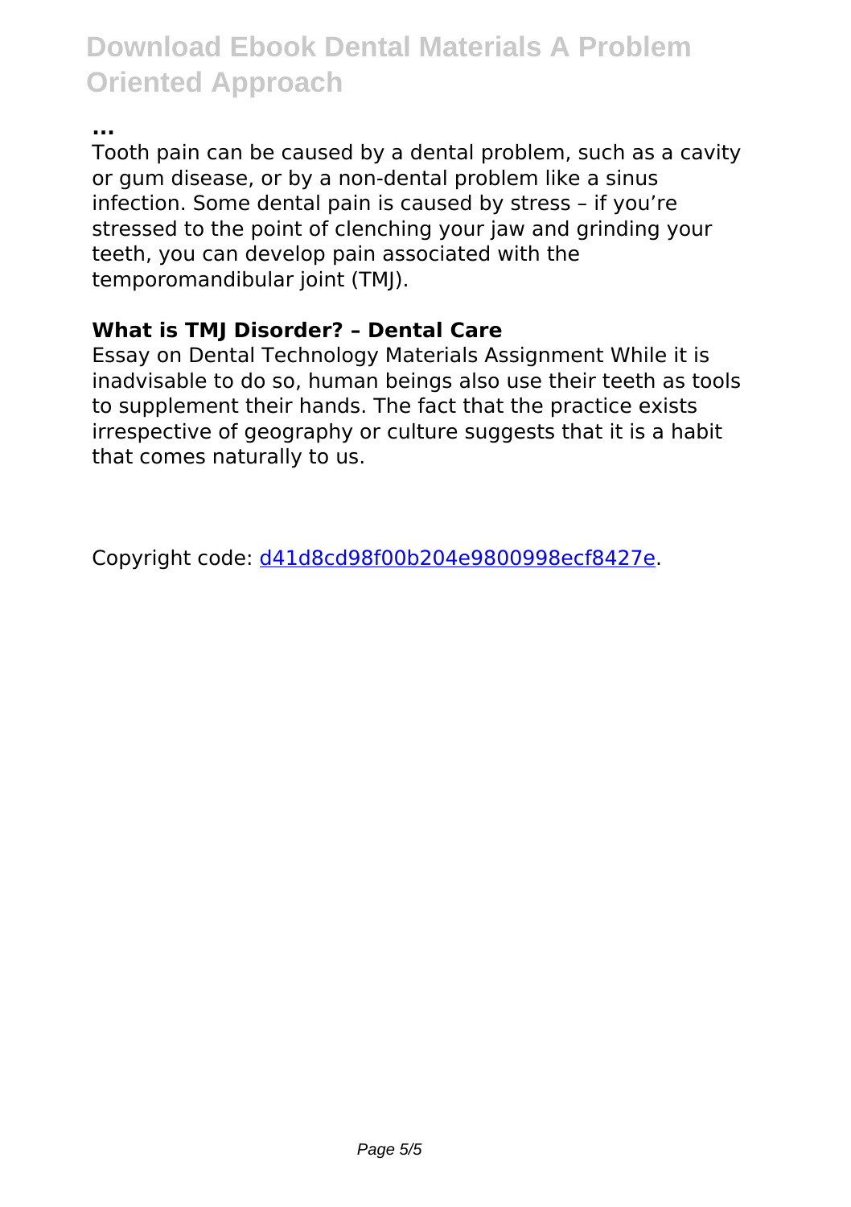**...**

Tooth pain can be caused by a dental problem, such as a cavity or gum disease, or by a non-dental problem like a sinus infection. Some dental pain is caused by stress – if you're stressed to the point of clenching your jaw and grinding your teeth, you can develop pain associated with the temporomandibular joint (TMJ).

**What is TMJ Disorder? – Dental Care**

Essay on Dental Technology Materials Assignment While it is inadvisable to do so, human beings also use their teeth as tools to supplement their hands. The fact that the practice exists irrespective of geography or culture suggests that it is a habit that comes naturally to us.

Copyright code: d41d8cd98f00b204e9800998ecf8427e.